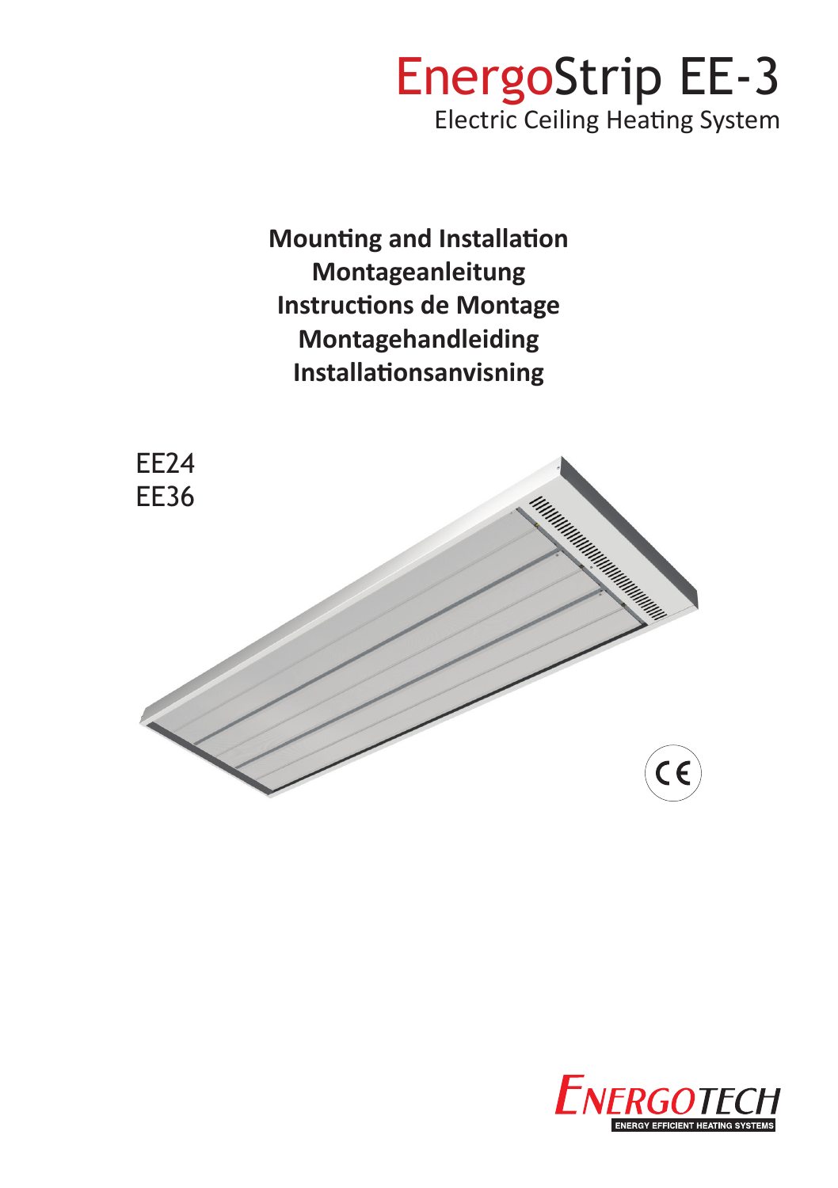# EnergoStrip EE-3

Electric Ceiling Heating System

**Mounting and Installation**
**Montageanleitung**
**Instructions de Montage**
**Montagehandleiding**
**Installationsanvisning**

EE24
EE36

ENERGOTECH
ENERGY EFFICIENT HEATING SYSTEMS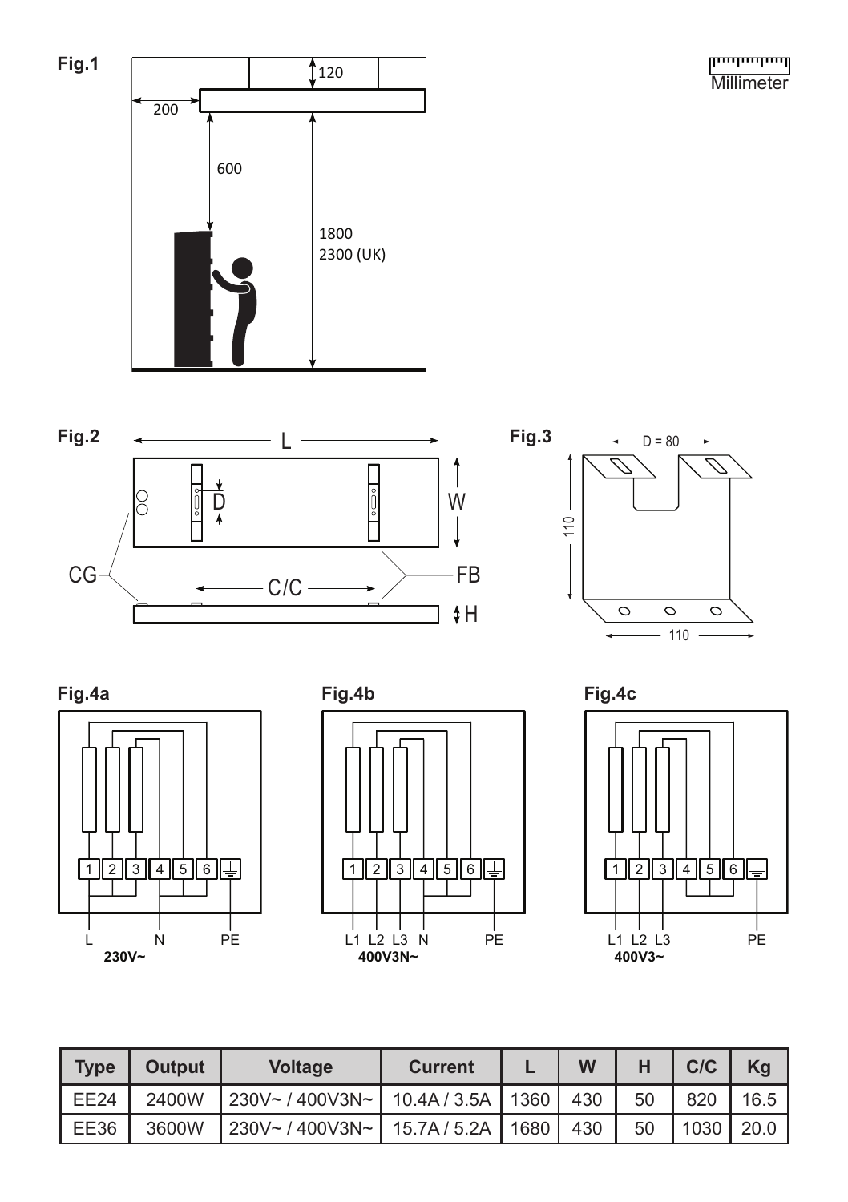**Fig.1**

Millimeter

120

200

600

1800
2300 (UK)

**Fig.2**

L

D

W

CG

C/C

FB

H

**Fig.3**

D = 80

110

110

**Fig.4a**

1 2 3 4 5 6

L N PE

**230V~**

**Fig.4b**

1 2 3 4 5 6

L1 L2 L3 N PE

**400V3N~**

**Fig.4c**

1 2 3 4 5 6

L1 L2 L3 PE

**400V3~**

| Type | Output | Voltage | Current | L | W | H | C/C | Kg |
|---|---|---|---|---|---|---|---|---|
| EE24 | 2400W | 230V~ / 400V3N~ | 10.4A / 3.5A | 1360 | 430 | 50 | 820 | 16.5 |
| EE36 | 3600W | 230V~ / 400V3N~ | 15.7A / 5.2A | 1680 | 430 | 50 | 1030 | 20.0 |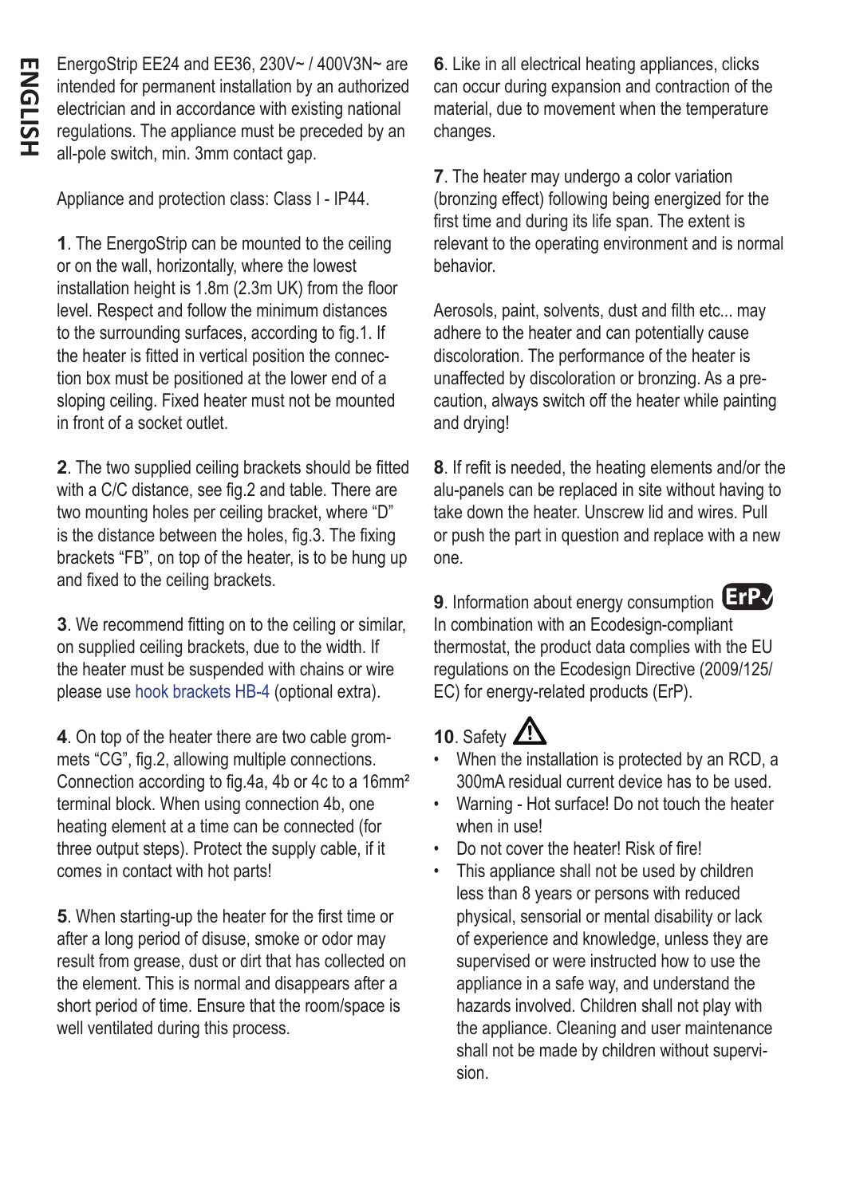# ENGLISH

EnergoStrip EE24 and EE36, 230V~ / 400V3N~ are intended for permanent installation by an authorized electrician and in accordance with existing national regulations. The appliance must be preceded by an all-pole switch, min. 3mm contact gap.

Appliance and protection class: Class I - IP44.

**1**. The EnergoStrip can be mounted to the ceiling or on the wall, horizontally, where the lowest installation height is 1.8m (2.3m UK) from the floor level. Respect and follow the minimum distances to the surrounding surfaces, according to fig.1. If the heater is fitted in vertical position the connection box must be positioned at the lower end of a sloping ceiling. Fixed heater must not be mounted in front of a socket outlet.

**2**. The two supplied ceiling brackets should be fitted with a C/C distance, see fig.2 and table. There are two mounting holes per ceiling bracket, where "D" is the distance between the holes, fig.3. The fixing brackets "FB", on top of the heater, is to be hung up and fixed to the ceiling brackets.

**3**. We recommend fitting on to the ceiling or similar, on supplied ceiling brackets, due to the width. If the heater must be suspended with chains or wire please use hook brackets HB-4 (optional extra).

**4**. On top of the heater there are two cable grommets "CG", fig.2, allowing multiple connections. Connection according to fig.4a, 4b or 4c to a 16mm² terminal block. When using connection 4b, one heating element at a time can be connected (for three output steps). Protect the supply cable, if it comes in contact with hot parts!

**5**. When starting-up the heater for the first time or after a long period of disuse, smoke or odor may result from grease, dust or dirt that has collected on the element. This is normal and disappears after a short period of time. Ensure that the room/space is well ventilated during this process.

**6**. Like in all electrical heating appliances, clicks can occur during expansion and contraction of the material, due to movement when the temperature changes.

**7**. The heater may undergo a color variation (bronzing effect) following being energized for the first time and during its life span. The extent is relevant to the operating environment and is normal behavior.

Aerosols, paint, solvents, dust and filth etc... may adhere to the heater and can potentially cause discoloration. The performance of the heater is unaffected by discoloration or bronzing. As a precaution, always switch off the heater while painting and drying!

**8**. If refit is needed, the heating elements and/or the alu-panels can be replaced in site without having to take down the heater. Unscrew lid and wires. Pull or push the part in question and replace with a new one.

**9**. Information about energy consumption ErP
In combination with an Ecodesign-compliant thermostat, the product data complies with the EU regulations on the Ecodesign Directive (2009/125/EC) for energy-related products (ErP).

**10**. Safety ⚠

- When the installation is protected by an RCD, a 300mA residual current device has to be used.
- Warning - Hot surface! Do not touch the heater when in use!
- Do not cover the heater! Risk of fire!
- This appliance shall not be used by children less than 8 years or persons with reduced physical, sensorial or mental disability or lack of experience and knowledge, unless they are supervised or were instructed how to use the appliance in a safe way, and understand the hazards involved. Children shall not play with the appliance. Cleaning and user maintenance shall not be made by children without supervision.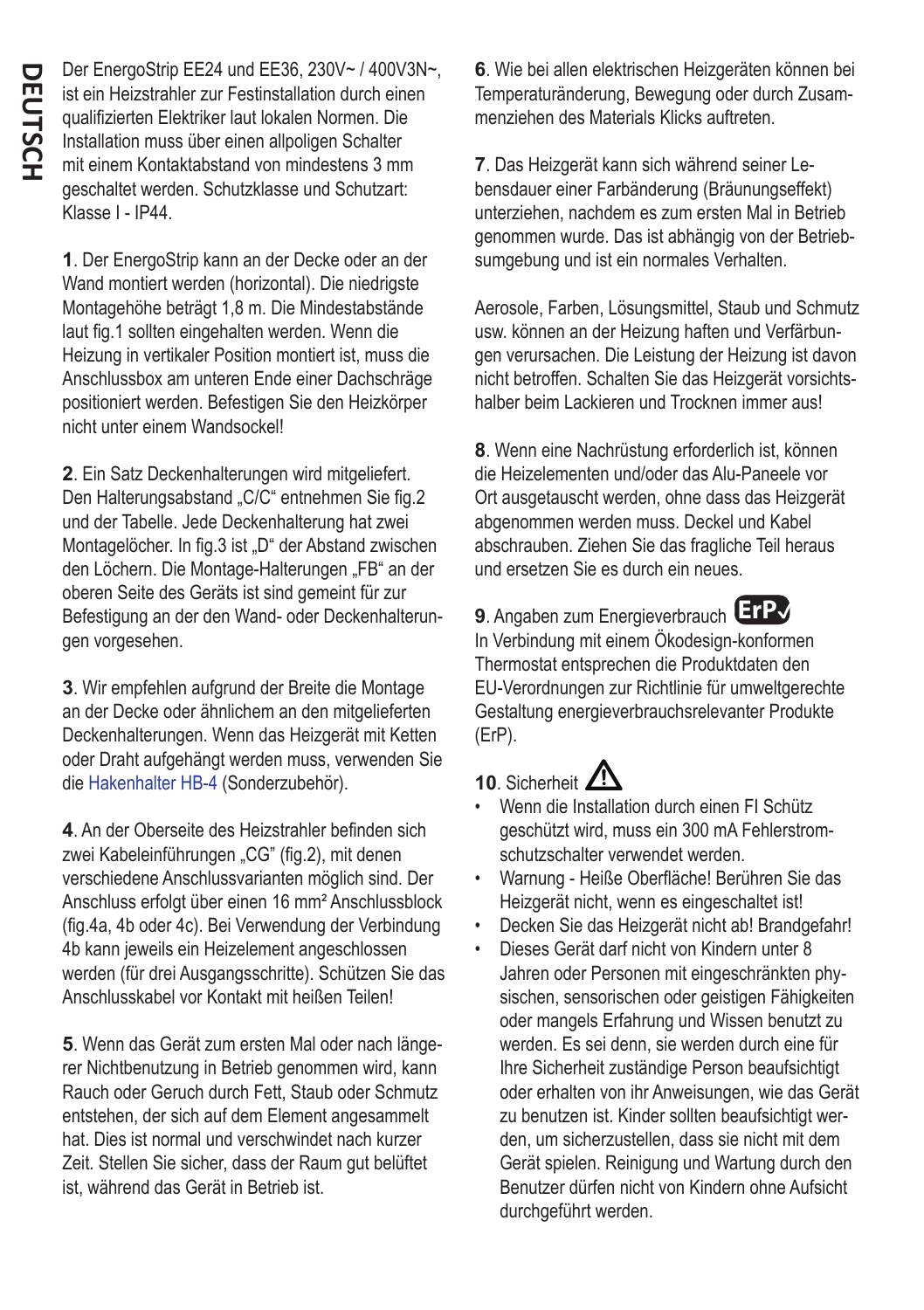Der EnergoStrip EE24 und EE36, 230V~ / 400V3N~, ist ein Heizstrahler zur Festinstallation durch einen qualifizierten Elektriker laut lokalen Normen. Die Installation muss über einen allpoligen Schalter mit einem Kontaktabstand von mindestens 3 mm geschaltet werden. Schutzklasse und Schutzart: Klasse I - IP44.

**1**. Der EnergoStrip kann an der Decke oder an der Wand montiert werden (horizontal). Die niedrigste Montagehöhe beträgt 1,8 m. Die Mindestabstände laut fig.1 sollten eingehalten werden. Wenn die Heizung in vertikaler Position montiert ist, muss die Anschlussbox am unteren Ende einer Dachschräge positioniert werden. Befestigen Sie den Heizkörper nicht unter einem Wandsockel!

**2**. Ein Satz Deckenhalterungen wird mitgeliefert. Den Halterungsabstand „C/C" entnehmen Sie fig.2 und der Tabelle. Jede Deckenhalterung hat zwei Montagelöcher. In fig.3 ist „D" der Abstand zwischen den Löchern. Die Montage-Halterungen „FB" an der oberen Seite des Geräts ist sind gemeint für zur Befestigung an der den Wand- oder Deckenhalterungen vorgesehen.

**3**. Wir empfehlen aufgrund der Breite die Montage an der Decke oder ähnlichem an den mitgelieferten Deckenhalterungen. Wenn das Heizgerät mit Ketten oder Draht aufgehängt werden muss, verwenden Sie die Hakenhalter HB-4 (Sonderzubehör).

**4**. An der Oberseite des Heizstrahler befinden sich zwei Kabeleinführungen „CG" (fig.2), mit denen verschiedene Anschlussvarianten möglich sind. Der Anschluss erfolgt über einen 16 mm² Anschlussblock (fig.4a, 4b oder 4c). Bei Verwendung der Verbindung 4b kann jeweils ein Heizelement angeschlossen werden (für drei Ausgangsschritte). Schützen Sie das Anschlusskabel vor Kontakt mit heißen Teilen!

**5**. Wenn das Gerät zum ersten Mal oder nach längerer Nichtbenutzung in Betrieb genommen wird, kann Rauch oder Geruch durch Fett, Staub oder Schmutz entstehen, der sich auf dem Element angesammelt hat. Dies ist normal und verschwindet nach kurzer Zeit. Stellen Sie sicher, dass der Raum gut belüftet ist, während das Gerät in Betrieb ist.

**6**. Wie bei allen elektrischen Heizgeräten können bei Temperaturänderung, Bewegung oder durch Zusammenziehen des Materials Klicks auftreten.

**7**. Das Heizgerät kann sich während seiner Lebensdauer einer Farbänderung (Bräunungseffekt) unterziehen, nachdem es zum ersten Mal in Betrieb genommen wurde. Das ist abhängig von der Betriebsumgebung und ist ein normales Verhalten.

Aerosole, Farben, Lösungsmittel, Staub und Schmutz usw. können an der Heizung haften und Verfärbungen verursachen. Die Leistung der Heizung ist davon nicht betroffen. Schalten Sie das Heizgerät vorsichtshalber beim Lackieren und Trocknen immer aus!

**8**. Wenn eine Nachrüstung erforderlich ist, können die Heizelementen und/oder das Alu-Paneele vor Ort ausgetauscht werden, ohne dass das Heizgerät abgenommen werden muss. Deckel und Kabel abschrauben. Ziehen Sie das fragliche Teil heraus und ersetzen Sie es durch ein neues.

**9**. Angaben zum Energieverbrauch ErP
In Verbindung mit einem Ökodesign-konformen Thermostat entsprechen die Produktdaten den EU-Verordnungen zur Richtlinie für umweltgerechte Gestaltung energieverbrauchsrelevanter Produkte (ErP).

**10**. Sicherheit ⚠

- Wenn die Installation durch einen FI Schütz geschützt wird, muss ein 300 mA Fehlerstromschutzschalter verwendet werden.
- Warnung - Heiße Oberfläche! Berühren Sie das Heizgerät nicht, wenn es eingeschaltet ist!
- Decken Sie das Heizgerät nicht ab! Brandgefahr!
- Dieses Gerät darf nicht von Kindern unter 8 Jahren oder Personen mit eingeschränkten physischen, sensorischen oder geistigen Fähigkeiten oder mangels Erfahrung und Wissen benutzt zu werden. Es sei denn, sie werden durch eine für Ihre Sicherheit zuständige Person beaufsichtigt oder erhalten von ihr Anweisungen, wie das Gerät zu benutzen ist. Kinder sollten beaufsichtigt werden, um sicherzustellen, dass sie nicht mit dem Gerät spielen. Reinigung und Wartung durch den Benutzer dürfen nicht von Kindern ohne Aufsicht durchgeführt werden.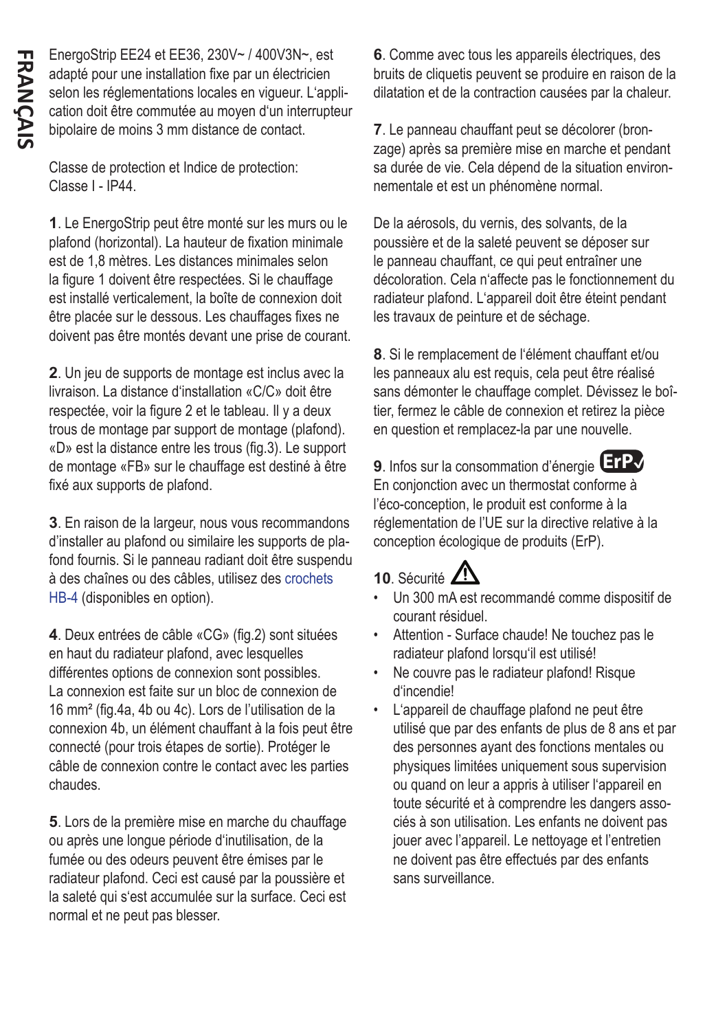# FRANÇAIS

EnergoStrip EE24 et EE36, 230V~ / 400V3N~, est adapté pour une installation fixe par un électricien selon les réglementations locales en vigueur. L'application doit être commutée au moyen d'un interrupteur bipolaire de moins 3 mm distance de contact.

Classe de protection et Indice de protection:
Classe I - IP44.

**1**. Le EnergoStrip peut être monté sur les murs ou le plafond (horizontal). La hauteur de fixation minimale est de 1,8 mètres. Les distances minimales selon la figure 1 doivent être respectées. Si le chauffage est installé verticalement, la boîte de connexion doit être placée sur le dessous. Les chauffages fixes ne doivent pas être montés devant une prise de courant.

**2**. Un jeu de supports de montage est inclus avec la livraison. La distance d'installation «C/C» doit être respectée, voir la figure 2 et le tableau. Il y a deux trous de montage par support de montage (plafond). «D» est la distance entre les trous (fig.3). Le support de montage «FB» sur le chauffage est destiné à être fixé aux supports de plafond.

**3**. En raison de la largeur, nous vous recommandons d'installer au plafond ou similaire les supports de plafond fournis. Si le panneau radiant doit être suspendu à des chaînes ou des câbles, utilisez des crochets HB-4 (disponibles en option).

**4**. Deux entrées de câble «CG» (fig.2) sont situées en haut du radiateur plafond, avec lesquelles différentes options de connexion sont possibles. La connexion est faite sur un bloc de connexion de 16 mm² (fig.4a, 4b ou 4c). Lors de l'utilisation de la connexion 4b, un élément chauffant à la fois peut être connecté (pour trois étapes de sortie). Protéger le câble de connexion contre le contact avec les parties chaudes.

**5**. Lors de la première mise en marche du chauffage ou après une longue période d'inutilisation, de la fumée ou des odeurs peuvent être émises par le radiateur plafond. Ceci est causé par la poussière et la saleté qui s'est accumulée sur la surface. Ceci est normal et ne peut pas blesser.

**6**. Comme avec tous les appareils électriques, des bruits de cliquetis peuvent se produire en raison de la dilatation et de la contraction causées par la chaleur.

**7**. Le panneau chauffant peut se décolorer (bronzage) après sa première mise en marche et pendant sa durée de vie. Cela dépend de la situation environnementale et est un phénomène normal.

De la aérosols, du vernis, des solvants, de la poussière et de la saleté peuvent se déposer sur le panneau chauffant, ce qui peut entraîner une décoloration. Cela n'affecte pas le fonctionnement du radiateur plafond. L'appareil doit être éteint pendant les travaux de peinture et de séchage.

**8**. Si le remplacement de l'élément chauffant et/ou les panneaux alu est requis, cela peut être réalisé sans démonter le chauffage complet. Dévissez le boîtier, fermez le câble de connexion et retirez la pièce en question et remplacez-la par une nouvelle.

**9**. Infos sur la consommation d'énergie ErP✓
En conjonction avec un thermostat conforme à l'éco-conception, le produit est conforme à la réglementation de l'UE sur la directive relative à la conception écologique de produits (ErP).

**10**. Sécurité ⚠

- Un 300 mA est recommandé comme dispositif de courant résiduel.
- Attention - Surface chaude! Ne touchez pas le radiateur plafond lorsqu'il est utilisé!
- Ne couvre pas le radiateur plafond! Risque d'incendie!
- L'appareil de chauffage plafond ne peut être utilisé que par des enfants de plus de 8 ans et par des personnes ayant des fonctions mentales ou physiques limitées uniquement sous supervision ou quand on leur a appris à utiliser l'appareil en toute sécurité et à comprendre les dangers associés à son utilisation. Les enfants ne doivent pas jouer avec l'appareil. Le nettoyage et l'entretien ne doivent pas être effectués par des enfants sans surveillance.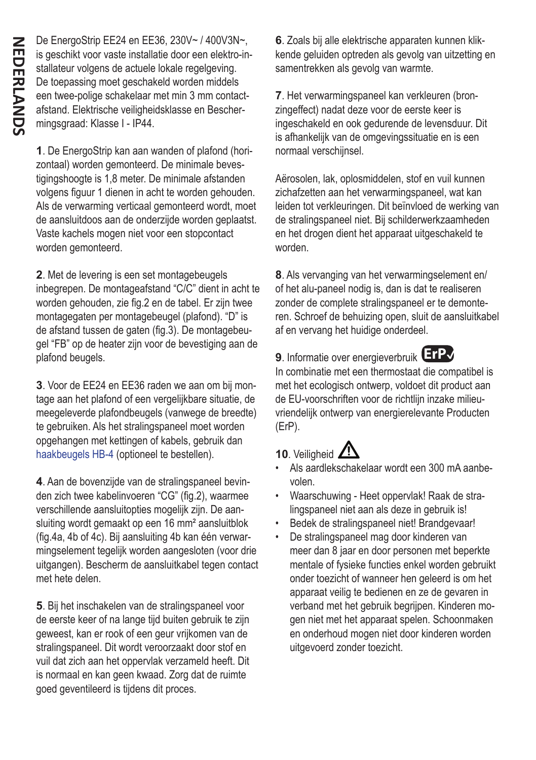# NEDERLANDS

De EnergoStrip EE24 en EE36, 230V~ / 400V3N~, is geschikt voor vaste installatie door een elektro-installateur volgens de actuele lokale regelgeving. De toepassing moet geschakeld worden middels een twee-polige schakelaar met min 3 mm contactafstand. Elektrische veiligheidsklasse en Beschermingsgraad: Klasse I - IP44.

**1**. De EnergoStrip kan aan wanden of plafond (horizontaal) worden gemonteerd. De minimale bevestigingshoogte is 1,8 meter. De minimale afstanden volgens figuur 1 dienen in acht te worden gehouden. Als de verwarming verticaal gemonteerd wordt, moet de aansluitdoos aan de onderzijde worden geplaatst. Vaste kachels mogen niet voor een stopcontact worden gemonteerd.

**2**. Met de levering is een set montagebeugels inbegrepen. De montageafstand "C/C" dient in acht te worden gehouden, zie fig.2 en de tabel. Er zijn twee montagegaten per montagebeugel (plafond). "D" is de afstand tussen de gaten (fig.3). De montagebeugel "FB" op de heater zijn voor de bevestiging aan de plafond beugels.

**3**. Voor de EE24 en EE36 raden we aan om bij montage aan het plafond of een vergelijkbare situatie, de meegeleverde plafondbeugels (vanwege de breedte) te gebruiken. Als het stralingspaneel moet worden opgehangen met kettingen of kabels, gebruik dan haakbeugels HB-4 (optioneel te bestellen).

**4**. Aan de bovenzijde van de stralingspaneel bevinden zich twee kabelinvoeren "CG" (fig.2), waarmee verschillende aansluitopties mogelijk zijn. De aansluiting wordt gemaakt op een 16 mm² aansluitblok (fig.4a, 4b of 4c). Bij aansluiting 4b kan één verwarmingselement tegelijk worden aangesloten (voor drie uitgangen). Bescherm de aansluitkabel tegen contact met hete delen.

**5**. Bij het inschakelen van de stralingspaneel voor de eerste keer of na lange tijd buiten gebruik te zijn geweest, kan er rook of een geur vrijkomen van de stralingspaneel. Dit wordt veroorzaakt door stof en vuil dat zich aan het oppervlak verzameld heeft. Dit is normaal en kan geen kwaad. Zorg dat de ruimte goed geventileerd is tijdens dit proces.

**6**. Zoals bij alle elektrische apparaten kunnen klikkende geluiden optreden als gevolg van uitzetting en samentrekken als gevolg van warmte.

**7**. Het verwarmingspaneel kan verkleuren (bronzingeffect) nadat deze voor de eerste keer is ingeschakeld en ook gedurende de levensduur. Dit is afhankelijk van de omgevingssituatie en is een normaal verschijnsel.

Aërosolen, lak, oplosmiddelen, stof en vuil kunnen zichafzetten aan het verwarmingspaneel, wat kan leiden tot verkleuringen. Dit beïnvloed de werking van de stralingspaneel niet. Bij schilderwerkzaamheden en het drogen dient het apparaat uitgeschakeld te worden.

**8**. Als vervanging van het verwarmingselement en/of het alu-paneel nodig is, dan is dat te realiseren zonder de complete stralingspaneel er te demonteren. Schroef de behuizing open, sluit de aansluitkabel af en vervang het huidige onderdeel.

**9**. Informatie over energieverbruik ErP

In combinatie met een thermostaat die compatibel is met het ecologisch ontwerp, voldoet dit product aan de EU-voorschriften voor de richtlijn inzake milieuvriendelijk ontwerp van energierelevante Producten (ErP).

**10**. Veiligheid ⚠

- Als aardlekschakelaar wordt een 300 mA aanbevolen.
- Waarschuwing - Heet oppervlak! Raak de stralingspaneel niet aan als deze in gebruik is!
- Bedek de stralingspaneel niet! Brandgevaar!
- De stralingspaneel mag door kinderen van meer dan 8 jaar en door personen met beperkte mentale of fysieke functies enkel worden gebruikt onder toezicht of wanneer hen geleerd is om het apparaat veilig te bedienen en ze de gevaren in verband met het gebruik begrijpen. Kinderen mogen niet met het apparaat spelen. Schoonmaken en onderhoud mogen niet door kinderen worden uitgevoerd zonder toezicht.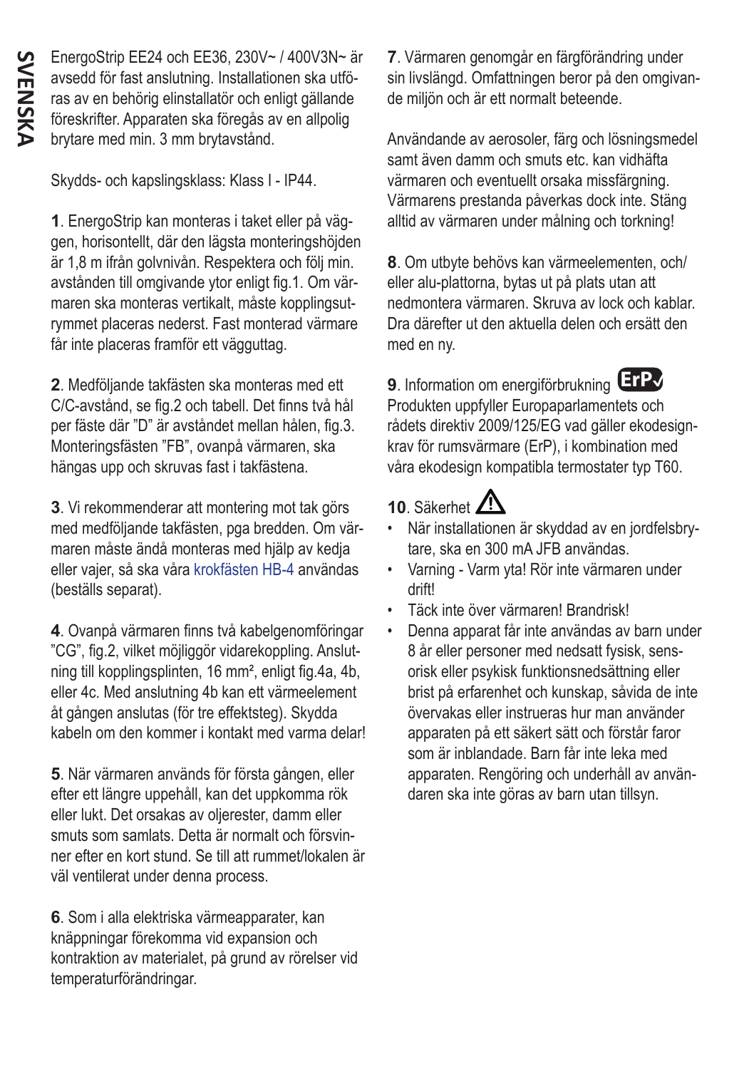SVENSKA

EnergoStrip EE24 och EE36, 230V~ / 400V3N~ är avsedd för fast anslutning. Installationen ska utföras av en behörig elinstallatör och enligt gällande föreskrifter. Apparaten ska föregås av en allpolig brytare med min. 3 mm brytavstånd.

Skydds- och kapslingsklass: Klass I - IP44.

**1**. EnergoStrip kan monteras i taket eller på väggen, horisontellt, där den lägsta monteringshöjden är 1,8 m ifrån golvnivån. Respektera och följ min. avstånden till omgivande ytor enligt fig.1. Om värmaren ska monteras vertikalt, måste kopplingsutrymmet placeras nederst. Fast monterad värmare får inte placeras framför ett vägguttag.

**2**. Medföljande takfästen ska monteras med ett C/C-avstånd, se fig.2 och tabell. Det finns två hål per fäste där ”D” är avståndet mellan hålen, fig.3. Monteringsfästen ”FB”, ovanpå värmaren, ska hängas upp och skruvas fast i takfästena.

**3**. Vi rekommenderar att montering mot tak görs med medföljande takfästen, pga bredden. Om värmaren måste ändå monteras med hjälp av kedja eller vajer, så ska våra krokfästen HB-4 användas (beställs separat).

**4**. Ovanpå värmaren finns två kabelgenomföringar ”CG”, fig.2, vilket möjliggör vidarekoppling. Anslutning till kopplingsplinten, 16 mm², enligt fig.4a, 4b, eller 4c. Med anslutning 4b kan ett värmeelement åt gången anslutas (för tre effektsteg). Skydda kabeln om den kommer i kontakt med varma delar!

**5**. När värmaren används för första gången, eller efter ett längre uppehåll, kan det uppkomma rök eller lukt. Det orsakas av oljerester, damm eller smuts som samlats. Detta är normalt och försvinner efter en kort stund. Se till att rummet/lokalen är väl ventilerat under denna process.

**6**. Som i alla elektriska värmeapparater, kan knäppningar förekomma vid expansion och kontraktion av materialet, på grund av rörelser vid temperaturförändringar.

**7**. Värmaren genomgår en färgförändring under sin livslängd. Omfattningen beror på den omgivande miljön och är ett normalt beteende.

Användande av aerosoler, färg och lösningsmedel samt även damm och smuts etc. kan vidhäfta värmaren och eventuellt orsaka missfärgning. Värmarens prestanda påverkas dock inte. Stäng alltid av värmaren under målning och torkning!

**8**. Om utbyte behövs kan värmeelementen, och/eller alu-plattorna, bytas ut på plats utan att nedmontera värmaren. Skruva av lock och kablar. Dra därefter ut den aktuella delen och ersätt den med en ny.

**9**. Information om energiförbrukning ErP
Produkten uppfyller Europaparlamentets och rådets direktiv 2009/125/EG vad gäller ekodesignkrav för rumsvärmare (ErP), i kombination med våra ekodesign kompatibla termostater typ T60.

**10**. Säkerhet ⚠

- När installationen är skyddad av en jordfelsbrytare, ska en 300 mA JFB användas.
- Varning - Varm yta! Rör inte värmaren under drift!
- Täck inte över värmaren! Brandrisk!
- Denna apparat får inte användas av barn under 8 år eller personer med nedsatt fysisk, sensorisk eller psykisk funktionsnedsättning eller brist på erfarenhet och kunskap, såvida de inte övervakas eller instrueras hur man använder apparaten på ett säkert sätt och förstår faror som är inblandade. Barn får inte leka med apparaten. Rengöring och underhåll av användaren ska inte göras av barn utan tillsyn.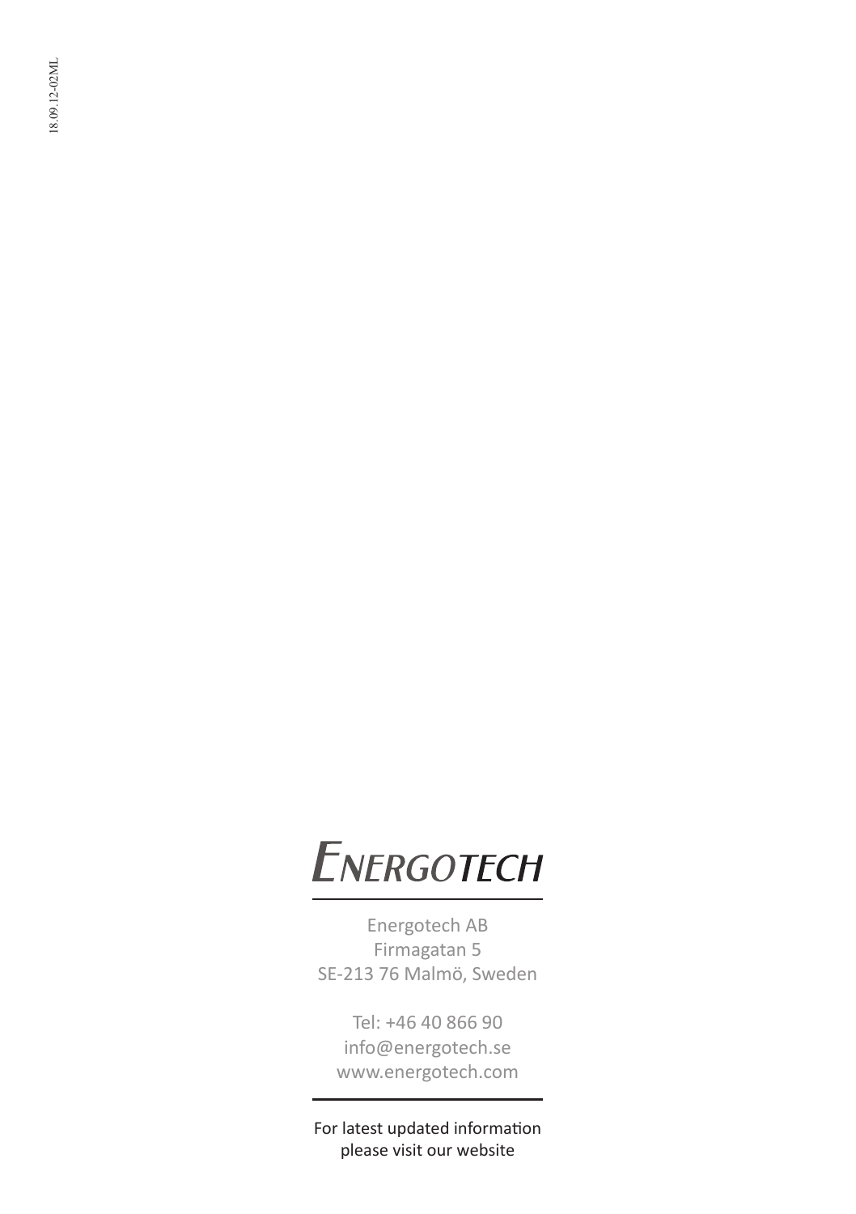18.09.12-02ML

# ENERGOTECH

Energotech AB
Firmagatan 5
SE-213 76 Malmö, Sweden

Tel: +46 40 866 90
info@energotech.se
www.energotech.com

For latest updated information
please visit our website